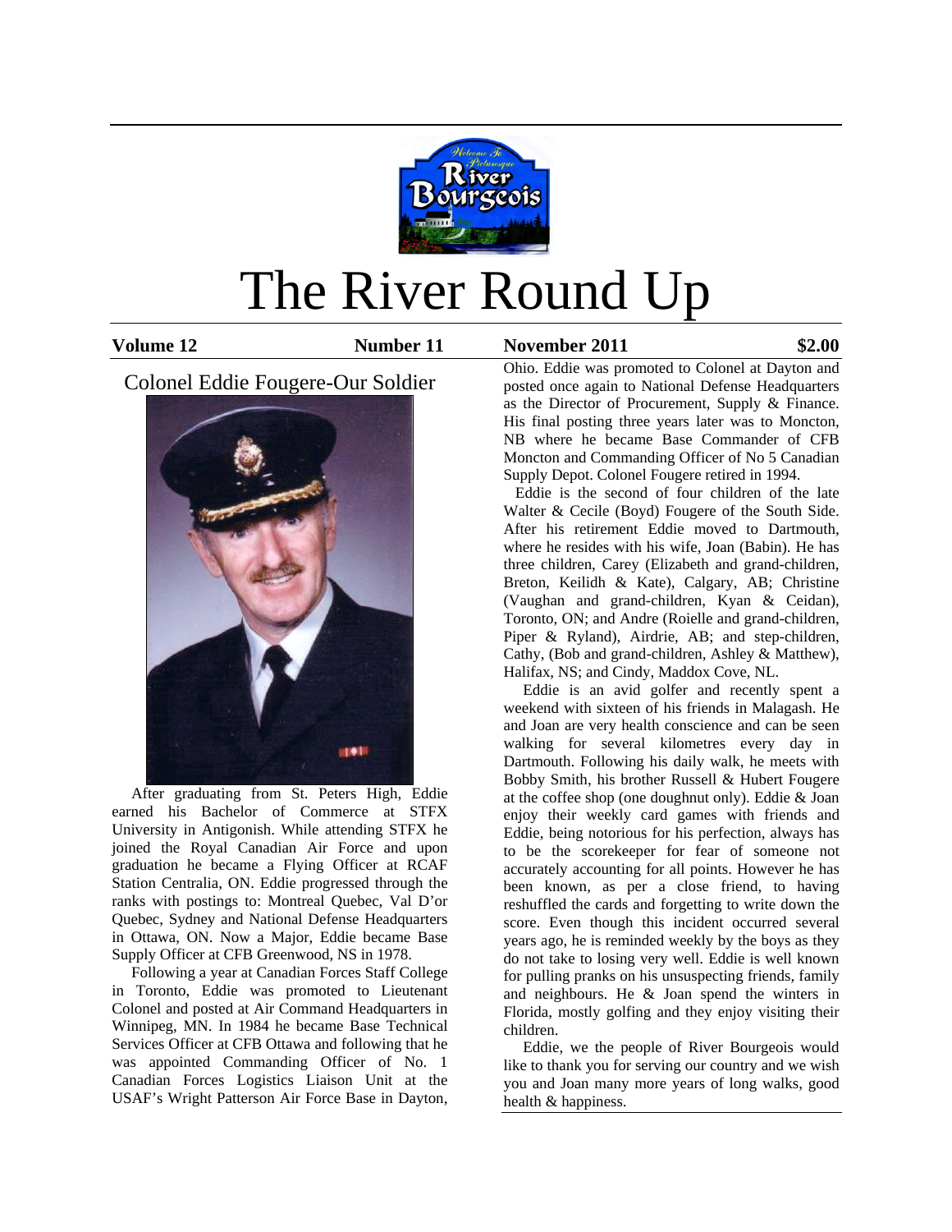# The River Round Up

**Volume 12** **Number 11** **November 2011** **$2.00**

## Colonel Eddie Fougere-Our Soldier

After graduating from St. Peters High, Eddie earned his Bachelor of Commerce at STFX University in Antigonish. While attending STFX he joined the Royal Canadian Air Force and upon graduation he became a Flying Officer at RCAF Station Centralia, ON. Eddie progressed through the ranks with postings to: Montreal Quebec, Val D'or Quebec, Sydney and National Defense Headquarters in Ottawa, ON. Now a Major, Eddie became Base Supply Officer at CFB Greenwood, NS in 1978.

Following a year at Canadian Forces Staff College in Toronto, Eddie was promoted to Lieutenant Colonel and posted at Air Command Headquarters in Winnipeg, MN. In 1984 he became Base Technical Services Officer at CFB Ottawa and following that he was appointed Commanding Officer of No. 1 Canadian Forces Logistics Liaison Unit at the USAF's Wright Patterson Air Force Base in Dayton, Ohio. Eddie was promoted to Colonel at Dayton and posted once again to National Defense Headquarters as the Director of Procurement, Supply & Finance. His final posting three years later was to Moncton, NB where he became Base Commander of CFB Moncton and Commanding Officer of No 5 Canadian Supply Depot. Colonel Fougere retired in 1994.

Eddie is the second of four children of the late Walter & Cecile (Boyd) Fougere of the South Side. After his retirement Eddie moved to Dartmouth, where he resides with his wife, Joan (Babin). He has three children, Carey (Elizabeth and grand-children, Breton, Keilidh & Kate), Calgary, AB; Christine (Vaughan and grand-children, Kyan & Ceidan), Toronto, ON; and Andre (Roielle and grand-children, Piper & Ryland), Airdrie, AB; and step-children, Cathy, (Bob and grand-children, Ashley & Matthew), Halifax, NS; and Cindy, Maddox Cove, NL.

Eddie is an avid golfer and recently spent a weekend with sixteen of his friends in Malagash. He and Joan are very health conscience and can be seen walking for several kilometres every day in Dartmouth. Following his daily walk, he meets with Bobby Smith, his brother Russell & Hubert Fougere at the coffee shop (one doughnut only). Eddie & Joan enjoy their weekly card games with friends and Eddie, being notorious for his perfection, always has to be the scorekeeper for fear of someone not accurately accounting for all points. However he has been known, as per a close friend, to having reshuffled the cards and forgetting to write down the score. Even though this incident occurred several years ago, he is reminded weekly by the boys as they do not take to losing very well. Eddie is well known for pulling pranks on his unsuspecting friends, family and neighbours. He & Joan spend the winters in Florida, mostly golfing and they enjoy visiting their children.

Eddie, we the people of River Bourgeois would like to thank you for serving our country and we wish you and Joan many more years of long walks, good health & happiness.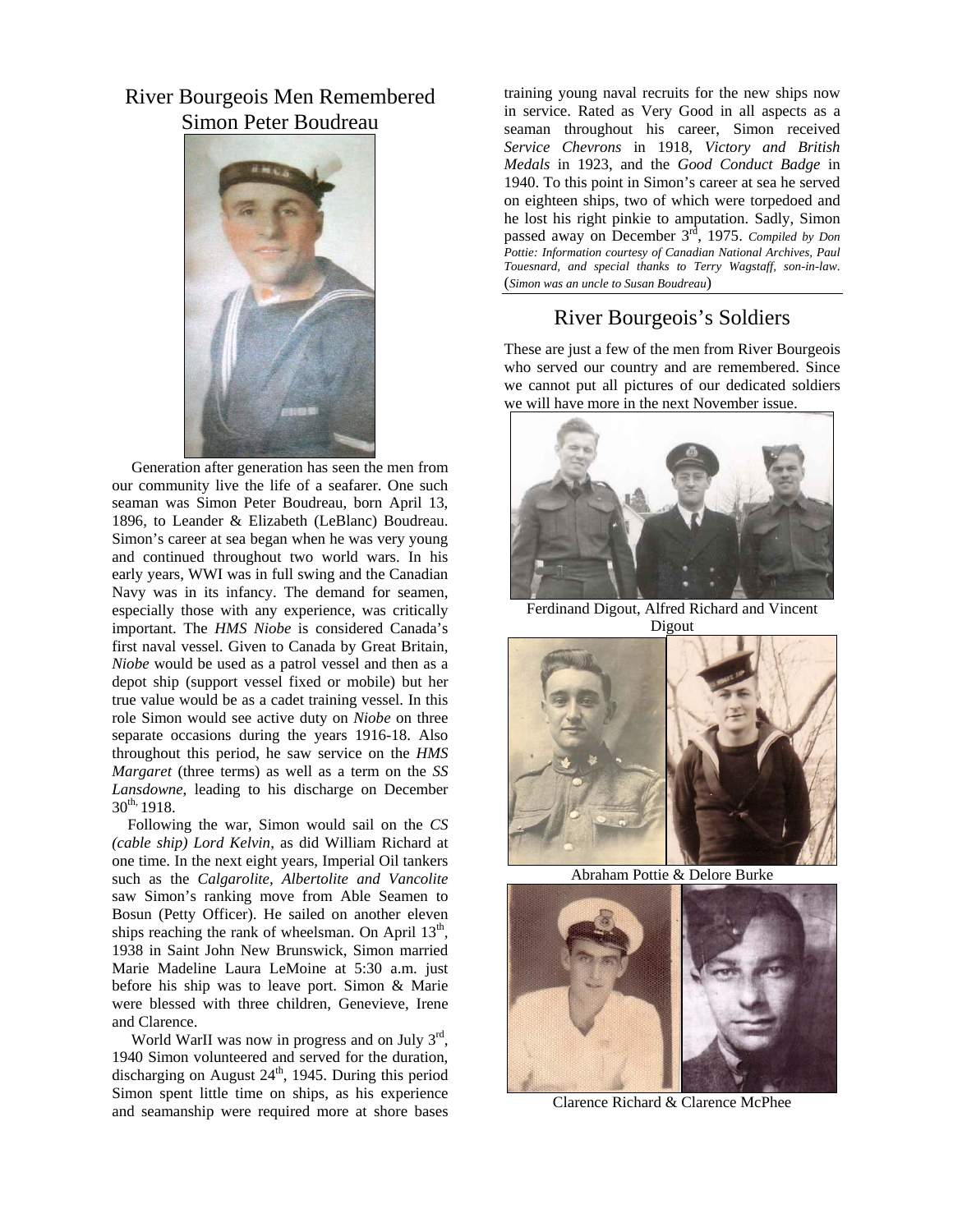# River Bourgeois Men Remembered

## Simon Peter Boudreau

Generation after generation has seen the men from our community live the life of a seafarer. One such seaman was Simon Peter Boudreau, born April 13, 1896, to Leander & Elizabeth (LeBlanc) Boudreau. Simon's career at sea began when he was very young and continued throughout two world wars. In his early years, WWI was in full swing and the Canadian Navy was in its infancy. The demand for seamen, especially those with any experience, was critically important. The *HMS Niobe* is considered Canada's first naval vessel. Given to Canada by Great Britain, *Niobe* would be used as a patrol vessel and then as a depot ship (support vessel fixed or mobile) but her true value would be as a cadet training vessel. In this role Simon would see active duty on *Niobe* on three separate occasions during the years 1916-18. Also throughout this period, he saw service on the *HMS Margaret* (three terms) as well as a term on the *SS Lansdowne*, leading to his discharge on December 30th, 1918.

Following the war, Simon would sail on the *CS (cable ship) Lord Kelvin*, as did William Richard at one time. In the next eight years, Imperial Oil tankers such as the *Calgarolite, Albertolite and Vancolite* saw Simon's ranking move from Able Seamen to Bosun (Petty Officer). He sailed on another eleven ships reaching the rank of wheelsman. On April 13th, 1938 in Saint John New Brunswick, Simon married Marie Madeline Laura LeMoine at 5:30 a.m. just before his ship was to leave port. Simon & Marie were blessed with three children, Genevieve, Irene and Clarence.

World WarII was now in progress and on July 3rd, 1940 Simon volunteered and served for the duration, discharging on August 24th, 1945. During this period Simon spent little time on ships, as his experience and seamanship were required more at shore bases training young naval recruits for the new ships now in service. Rated as Very Good in all aspects as a seaman throughout his career, Simon received *Service Chevrons* in 1918, *Victory and British Medals* in 1923, and the *Good Conduct Badge* in 1940. To this point in Simon's career at sea he served on eighteen ships, two of which were torpedoed and he lost his right pinkie to amputation. Sadly, Simon passed away on December 3rd, 1975. *Compiled by Don Pottie: Information courtesy of Canadian National Archives, Paul Touesnard, and special thanks to Terry Wagstaff, son-in-law.* (*Simon was an uncle to Susan Boudreau*)

## River Bourgeois's Soldiers

These are just a few of the men from River Bourgeois who served our country and are remembered. Since we cannot put all pictures of our dedicated soldiers we will have more in the next November issue.

Ferdinand Digout, Alfred Richard and Vincent Digout

Abraham Pottie & Delore Burke

Clarence Richard & Clarence McPhee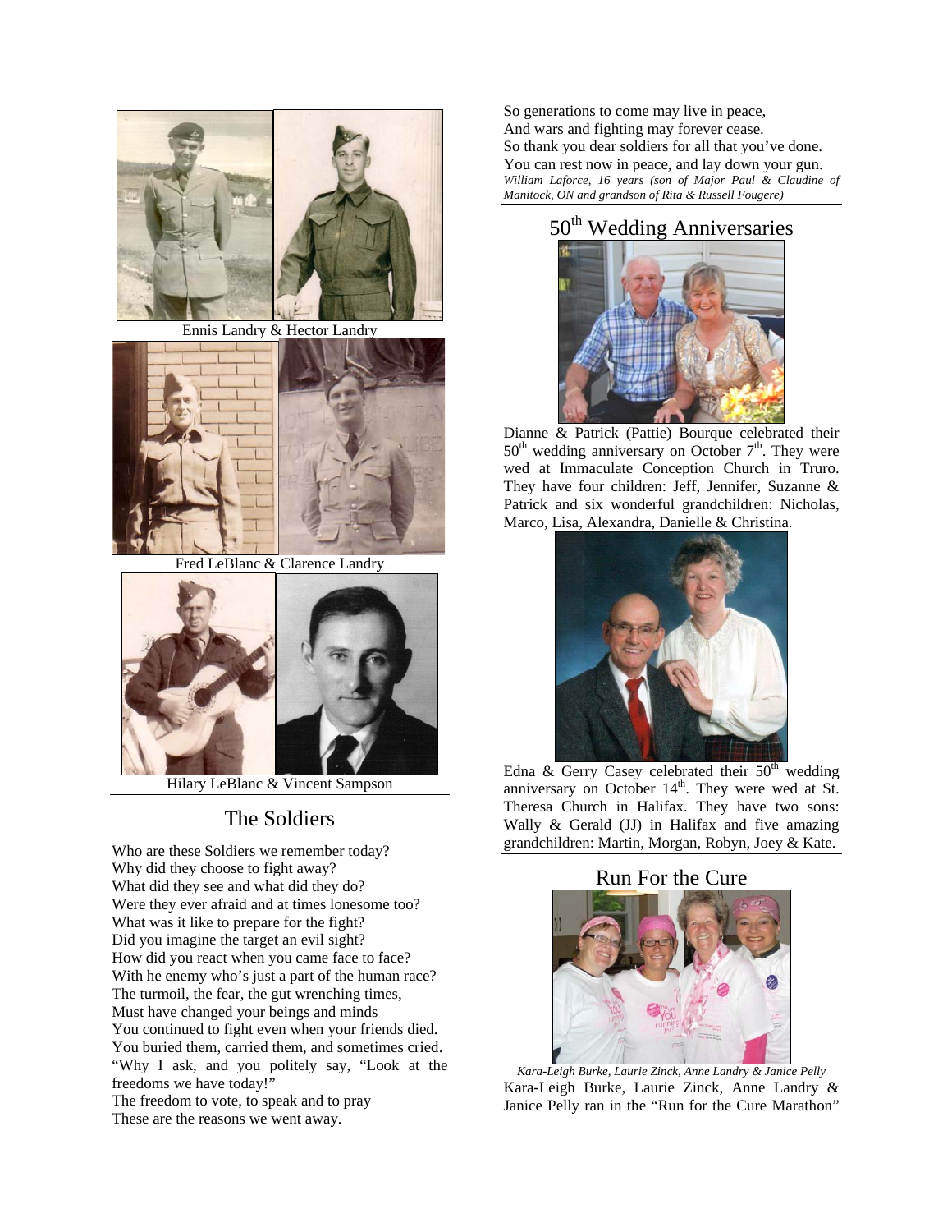Ennis Landry & Hector Landry

Fred LeBlanc & Clarence Landry

Hilary LeBlanc & Vincent Sampson

## The Soldiers

Who are these Soldiers we remember today?
Why did they choose to fight away?
What did they see and what did they do?
Were they ever afraid and at times lonesome too?
What was it like to prepare for the fight?
Did you imagine the target an evil sight?
How did you react when you came face to face?
With he enemy who's just a part of the human race?
The turmoil, the fear, the gut wrenching times,
Must have changed your beings and minds
You continued to fight even when your friends died.
You buried them, carried them, and sometimes cried.
"Why I ask, and you politely say, "Look at the freedoms we have today!"
The freedom to vote, to speak and to pray
These are the reasons we went away.

So generations to come may live in peace,
And wars and fighting may forever cease.
So thank you dear soldiers for all that you've done.
You can rest now in peace, and lay down your gun.
*William Laforce, 16 years (son of Major Paul & Claudine of Manitock, ON and grandson of Rita & Russell Fougere)*

## 50th Wedding Anniversaries

Dianne & Patrick (Pattie) Bourque celebrated their 50th wedding anniversary on October 7th. They were wed at Immaculate Conception Church in Truro. They have four children: Jeff, Jennifer, Suzanne & Patrick and six wonderful grandchildren: Nicholas, Marco, Lisa, Alexandra, Danielle & Christina.

Edna & Gerry Casey celebrated their 50th wedding anniversary on October 14th. They were wed at St. Theresa Church in Halifax. They have two sons: Wally & Gerald (JJ) in Halifax and five amazing grandchildren: Martin, Morgan, Robyn, Joey & Kate.

## Run For the Cure

*Kara-Leigh Burke, Laurie Zinck, Anne Landry & Janice Pelly*

Kara-Leigh Burke, Laurie Zinck, Anne Landry & Janice Pelly ran in the "Run for the Cure Marathon"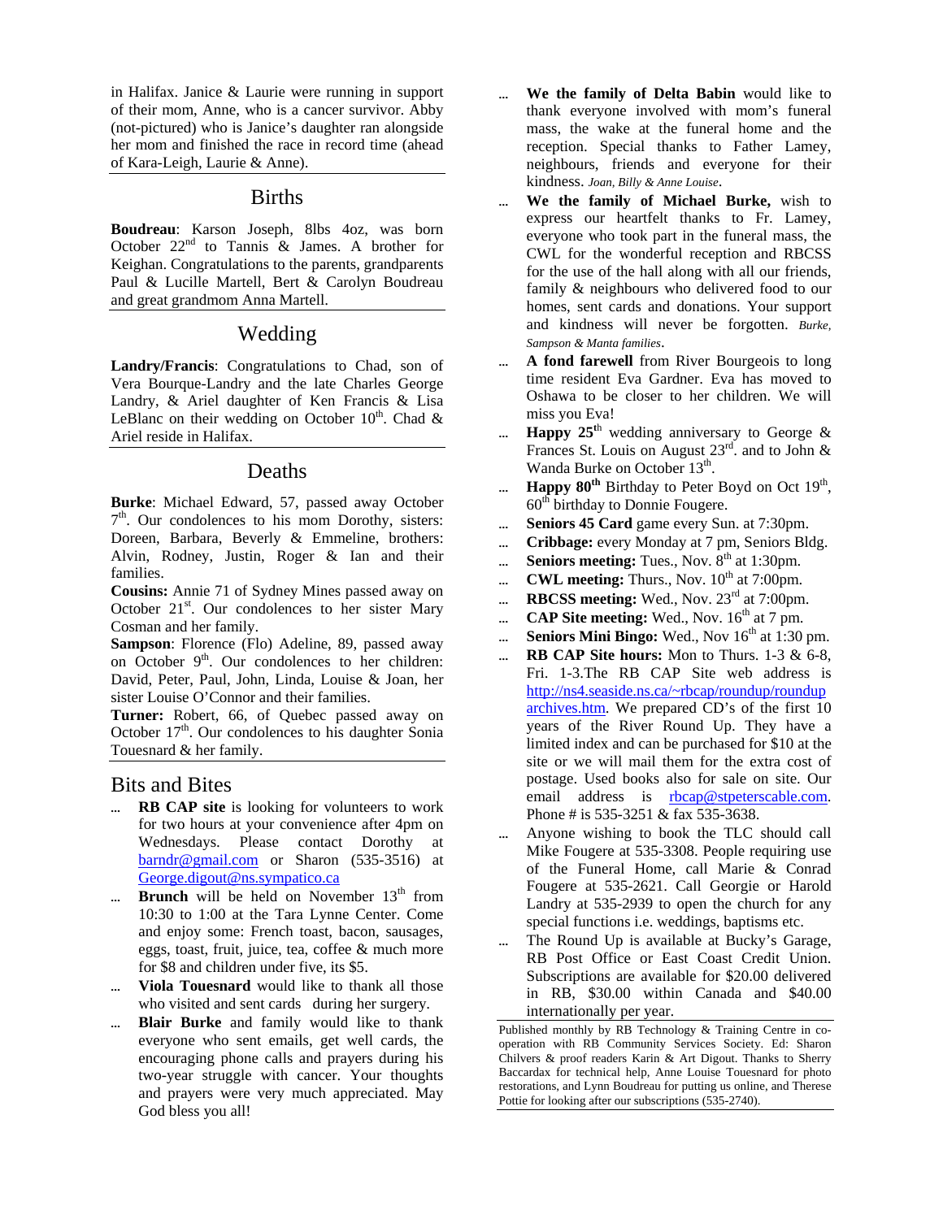in Halifax. Janice & Laurie were running in support of their mom, Anne, who is a cancer survivor. Abby (not-pictured) who is Janice's daughter ran alongside her mom and finished the race in record time (ahead of Kara-Leigh, Laurie & Anne).

## Births

**Boudreau**: Karson Joseph, 8lbs 4oz, was born October 22nd to Tannis & James. A brother for Keighan. Congratulations to the parents, grandparents Paul & Lucille Martell, Bert & Carolyn Boudreau and great grandmom Anna Martell.

## Wedding

**Landry/Francis**: Congratulations to Chad, son of Vera Bourque-Landry and the late Charles George Landry, & Ariel daughter of Ken Francis & Lisa LeBlanc on their wedding on October 10th. Chad & Ariel reside in Halifax.

## Deaths

**Burke**: Michael Edward, 57, passed away October 7th. Our condolences to his mom Dorothy, sisters: Doreen, Barbara, Beverly & Emmeline, brothers: Alvin, Rodney, Justin, Roger & Ian and their families.

**Cousins:** Annie 71 of Sydney Mines passed away on October 21st. Our condolences to her sister Mary Cosman and her family.

**Sampson**: Florence (Flo) Adeline, 89, passed away on October 9th. Our condolences to her children: David, Peter, Paul, John, Linda, Louise & Joan, her sister Louise O'Connor and their families.

**Turner:** Robert, 66, of Quebec passed away on October 17th. Our condolences to his daughter Sonia Touesnard & her family.

## Bits and Bites

- **RB CAP site** is looking for volunteers to work for two hours at your convenience after 4pm on Wednesdays. Please contact Dorothy at barndr@gmail.com or Sharon (535-3516) at George.digout@ns.sympatico.ca
- **Brunch** will be held on November 13th from 10:30 to 1:00 at the Tara Lynne Center. Come and enjoy some: French toast, bacon, sausages, eggs, toast, fruit, juice, tea, coffee & much more for $8 and children under five, its $5.
- **Viola Touesnard** would like to thank all those who visited and sent cards during her surgery.
- **Blair Burke** and family would like to thank everyone who sent emails, get well cards, the encouraging phone calls and prayers during his two-year struggle with cancer. Your thoughts and prayers were very much appreciated. May God bless you all!
- **We the family of Delta Babin** would like to thank everyone involved with mom's funeral mass, the wake at the funeral home and the reception. Special thanks to Father Lamey, neighbours, friends and everyone for their kindness. *Joan, Billy & Anne Louise*.
- **We the family of Michael Burke,** wish to express our heartfelt thanks to Fr. Lamey, everyone who took part in the funeral mass, the CWL for the wonderful reception and RBCSS for the use of the hall along with all our friends, family & neighbours who delivered food to our homes, sent cards and donations. Your support and kindness will never be forgotten. *Burke, Sampson & Manta families*.
- **A fond farewell** from River Bourgeois to long time resident Eva Gardner. Eva has moved to Oshawa to be closer to her children. We will miss you Eva!
- **Happy 25th** wedding anniversary to George & Frances St. Louis on August 23rd. and to John & Wanda Burke on October 13th.
- **Happy 80th** Birthday to Peter Boyd on Oct 19th, 60th birthday to Donnie Fougere.
- **Seniors 45 Card** game every Sun. at 7:30pm.
- **Cribbage:** every Monday at 7 pm, Seniors Bldg.
- **Seniors meeting:** Tues., Nov. 8th at 1:30pm.
- **CWL meeting:** Thurs., Nov. 10th at 7:00pm.
- **RBCSS meeting:** Wed., Nov. 23rd at 7:00pm.
- **CAP Site meeting:** Wed., Nov. 16th at 7 pm.
- **Seniors Mini Bingo:** Wed., Nov 16th at 1:30 pm.
- **RB CAP Site hours:** Mon to Thurs. 1-3 & 6-8, Fri. 1-3.The RB CAP Site web address is http://ns4.seaside.ns.ca/~rbcap/roundup/roundup archives.htm. We prepared CD's of the first 10 years of the River Round Up. They have a limited index and can be purchased for $10 at the site or we will mail them for the extra cost of postage. Used books also for sale on site. Our email address is rbcap@stpeterscable.com. Phone # is 535-3251 & fax 535-3638.
- Anyone wishing to book the TLC should call Mike Fougere at 535-3308. People requiring use of the Funeral Home, call Marie & Conrad Fougere at 535-2621. Call Georgie or Harold Landry at 535-2939 to open the church for any special functions i.e. weddings, baptisms etc.
- The Round Up is available at Bucky's Garage, RB Post Office or East Coast Credit Union. Subscriptions are available for $20.00 delivered in RB, $30.00 within Canada and $40.00 internationally per year.

Published monthly by RB Technology & Training Centre in co-operation with RB Community Services Society. Ed: Sharon Chilvers & proof readers Karin & Art Digout. Thanks to Sherry Baccardax for technical help, Anne Louise Touesnard for photo restorations, and Lynn Boudreau for putting us online, and Therese Pottie for looking after our subscriptions (535-2740).